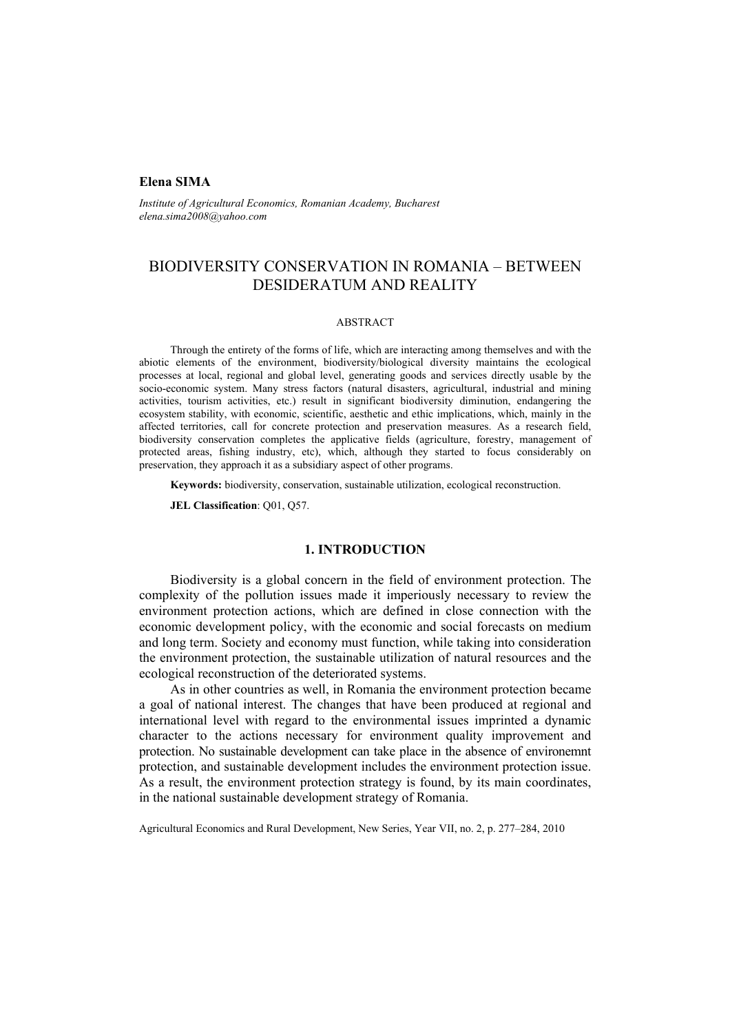**Elena SIMA**

*Institute of Agricultural Economics, Romanian Academy, Bucharest*
*elena.sima2008@yahoo.com*

# BIODIVERSITY CONSERVATION IN ROMANIA – BETWEEN DESIDERATUM AND REALITY

## ABSTRACT

Through the entirety of the forms of life, which are interacting among themselves and with the abiotic elements of the environment, biodiversity/biological diversity maintains the ecological processes at local, regional and global level, generating goods and services directly usable by the socio-economic system. Many stress factors (natural disasters, agricultural, industrial and mining activities, tourism activities, etc.) result in significant biodiversity diminution, endangering the ecosystem stability, with economic, scientific, aesthetic and ethic implications, which, mainly in the affected territories, call for concrete protection and preservation measures. As a research field, biodiversity conservation completes the applicative fields (agriculture, forestry, management of protected areas, fishing industry, etc), which, although they started to focus considerably on preservation, they approach it as a subsidiary aspect of other programs.

**Keywords:** biodiversity, conservation, sustainable utilization, ecological reconstruction.

**JEL Classification**: Q01, Q57.

## 1. INTRODUCTION

Biodiversity is a global concern in the field of environment protection. The complexity of the pollution issues made it imperiously necessary to review the environment protection actions, which are defined in close connection with the economic development policy, with the economic and social forecasts on medium and long term. Society and economy must function, while taking into consideration the environment protection, the sustainable utilization of natural resources and the ecological reconstruction of the deteriorated systems.

As in other countries as well, in Romania the environment protection became a goal of national interest. The changes that have been produced at regional and international level with regard to the environmental issues imprinted a dynamic character to the actions necessary for environment quality improvement and protection. No sustainable development can take place in the absence of environemnt protection, and sustainable development includes the environment protection issue. As a result, the environment protection strategy is found, by its main coordinates, in the national sustainable development strategy of Romania.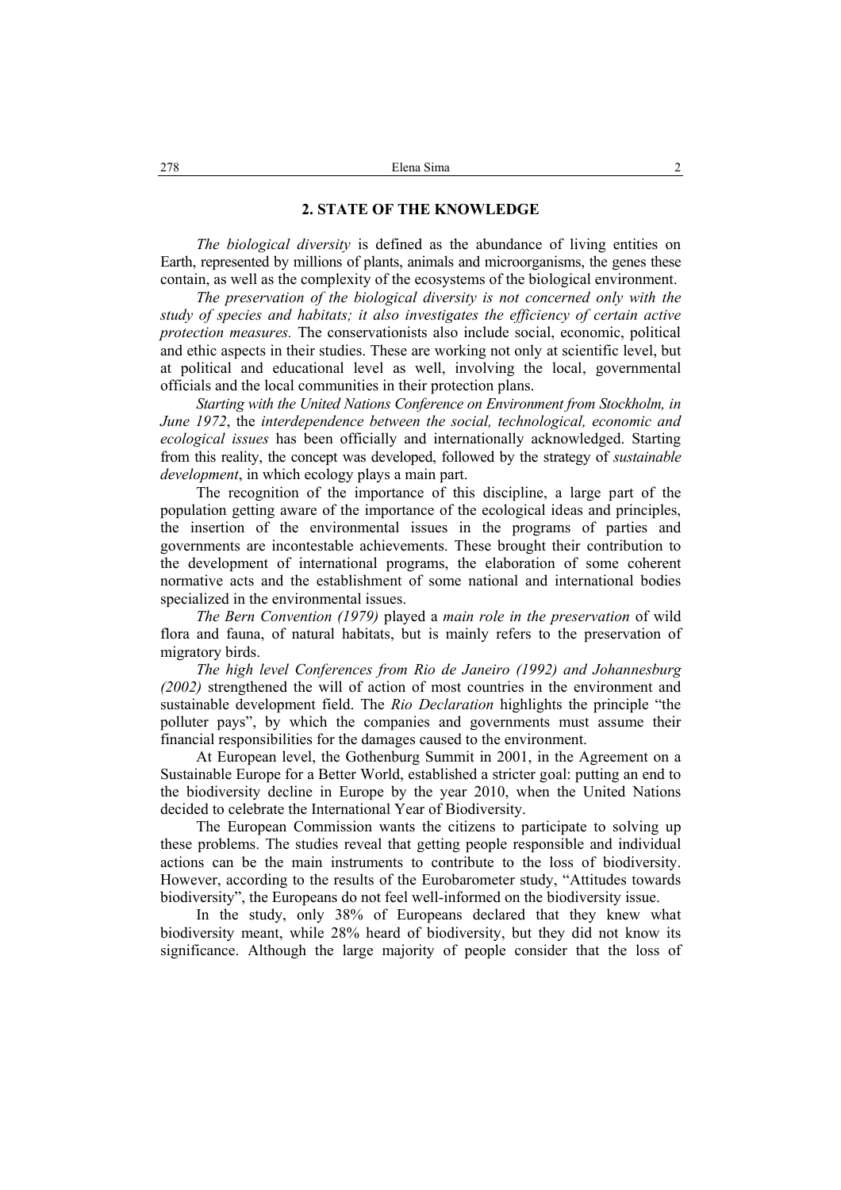## 2. STATE OF THE KNOWLEDGE

*The biological diversity* is defined as the abundance of living entities on Earth, represented by millions of plants, animals and microorganisms, the genes these contain, as well as the complexity of the ecosystems of the biological environment.

*The preservation of the biological diversity is not concerned only with the study of species and habitats; it also investigates the efficiency of certain active protection measures.* The conservationists also include social, economic, political and ethic aspects in their studies. These are working not only at scientific level, but at political and educational level as well, involving the local, governmental officials and the local communities in their protection plans.

*Starting with the United Nations Conference on Environment from Stockholm, in June 1972*, the *interdependence between the social, technological, economic and ecological issues* has been officially and internationally acknowledged. Starting from this reality, the concept was developed, followed by the strategy of *sustainable development*, in which ecology plays a main part.

The recognition of the importance of this discipline, a large part of the population getting aware of the importance of the ecological ideas and principles, the insertion of the environmental issues in the programs of parties and governments are incontestable achievements. These brought their contribution to the development of international programs, the elaboration of some coherent normative acts and the establishment of some national and international bodies specialized in the environmental issues.

*The Bern Convention (1979)* played a *main role in the preservation* of wild flora and fauna, of natural habitats, but is mainly refers to the preservation of migratory birds.

*The high level Conferences from Rio de Janeiro (1992) and Johannesburg (2002)* strengthened the will of action of most countries in the environment and sustainable development field. The *Rio Declaration* highlights the principle "the polluter pays", by which the companies and governments must assume their financial responsibilities for the damages caused to the environment.

At European level, the Gothenburg Summit in 2001, in the Agreement on a Sustainable Europe for a Better World, established a stricter goal: putting an end to the biodiversity decline in Europe by the year 2010, when the United Nations decided to celebrate the International Year of Biodiversity.

The European Commission wants the citizens to participate to solving up these problems. The studies reveal that getting people responsible and individual actions can be the main instruments to contribute to the loss of biodiversity. However, according to the results of the Eurobarometer study, "Attitudes towards biodiversity", the Europeans do not feel well-informed on the biodiversity issue.

In the study, only 38% of Europeans declared that they knew what biodiversity meant, while 28% heard of biodiversity, but they did not know its significance. Although the large majority of people consider that the loss of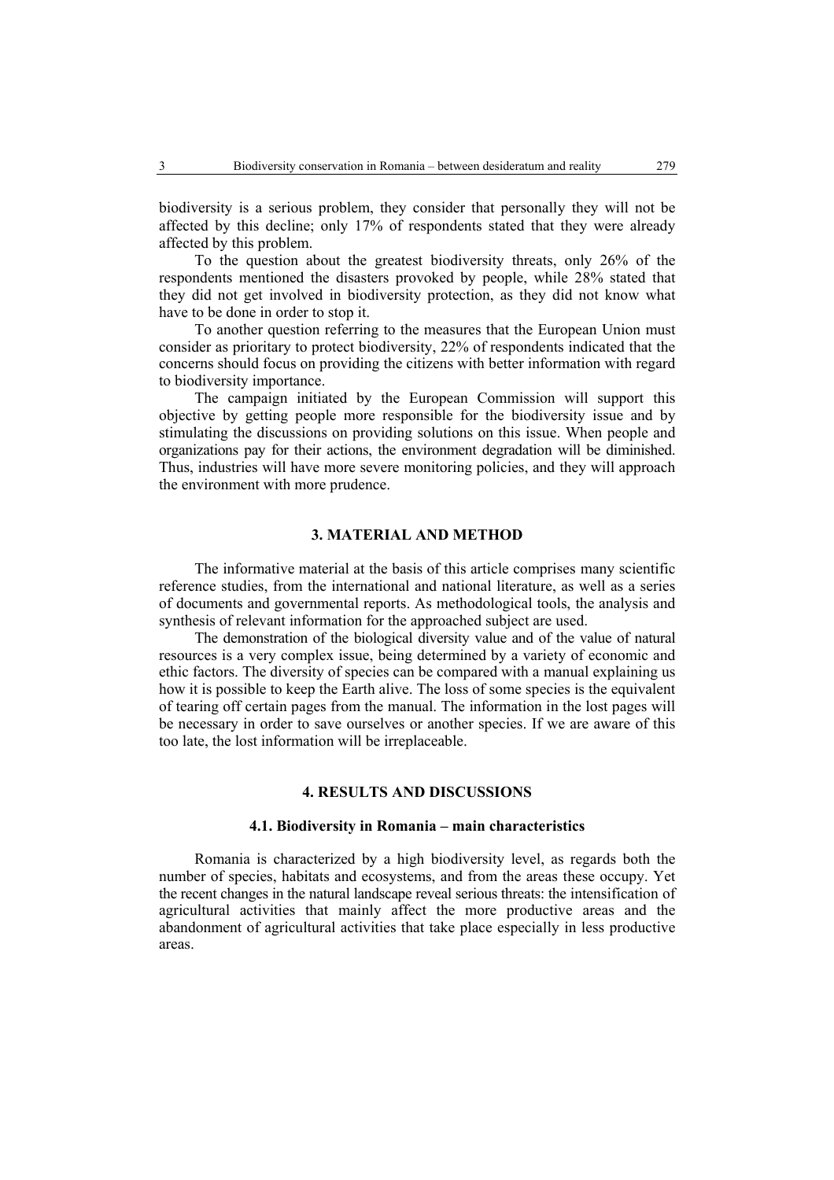biodiversity is a serious problem, they consider that personally they will not be affected by this decline; only 17% of respondents stated that they were already affected by this problem.

To the question about the greatest biodiversity threats, only 26% of the respondents mentioned the disasters provoked by people, while 28% stated that they did not get involved in biodiversity protection, as they did not know what have to be done in order to stop it.

To another question referring to the measures that the European Union must consider as prioritary to protect biodiversity, 22% of respondents indicated that the concerns should focus on providing the citizens with better information with regard to biodiversity importance.

The campaign initiated by the European Commission will support this objective by getting people more responsible for the biodiversity issue and by stimulating the discussions on providing solutions on this issue. When people and organizations pay for their actions, the environment degradation will be diminished. Thus, industries will have more severe monitoring policies, and they will approach the environment with more prudence.

## 3. MATERIAL AND METHOD

The informative material at the basis of this article comprises many scientific reference studies, from the international and national literature, as well as a series of documents and governmental reports. As methodological tools, the analysis and synthesis of relevant information for the approached subject are used.

The demonstration of the biological diversity value and of the value of natural resources is a very complex issue, being determined by a variety of economic and ethic factors. The diversity of species can be compared with a manual explaining us how it is possible to keep the Earth alive. The loss of some species is the equivalent of tearing off certain pages from the manual. The information in the lost pages will be necessary in order to save ourselves or another species. If we are aware of this too late, the lost information will be irreplaceable.

## 4. RESULTS AND DISCUSSIONS

### 4.1. Biodiversity in Romania – main characteristics

Romania is characterized by a high biodiversity level, as regards both the number of species, habitats and ecosystems, and from the areas these occupy. Yet the recent changes in the natural landscape reveal serious threats: the intensification of agricultural activities that mainly affect the more productive areas and the abandonment of agricultural activities that take place especially in less productive areas.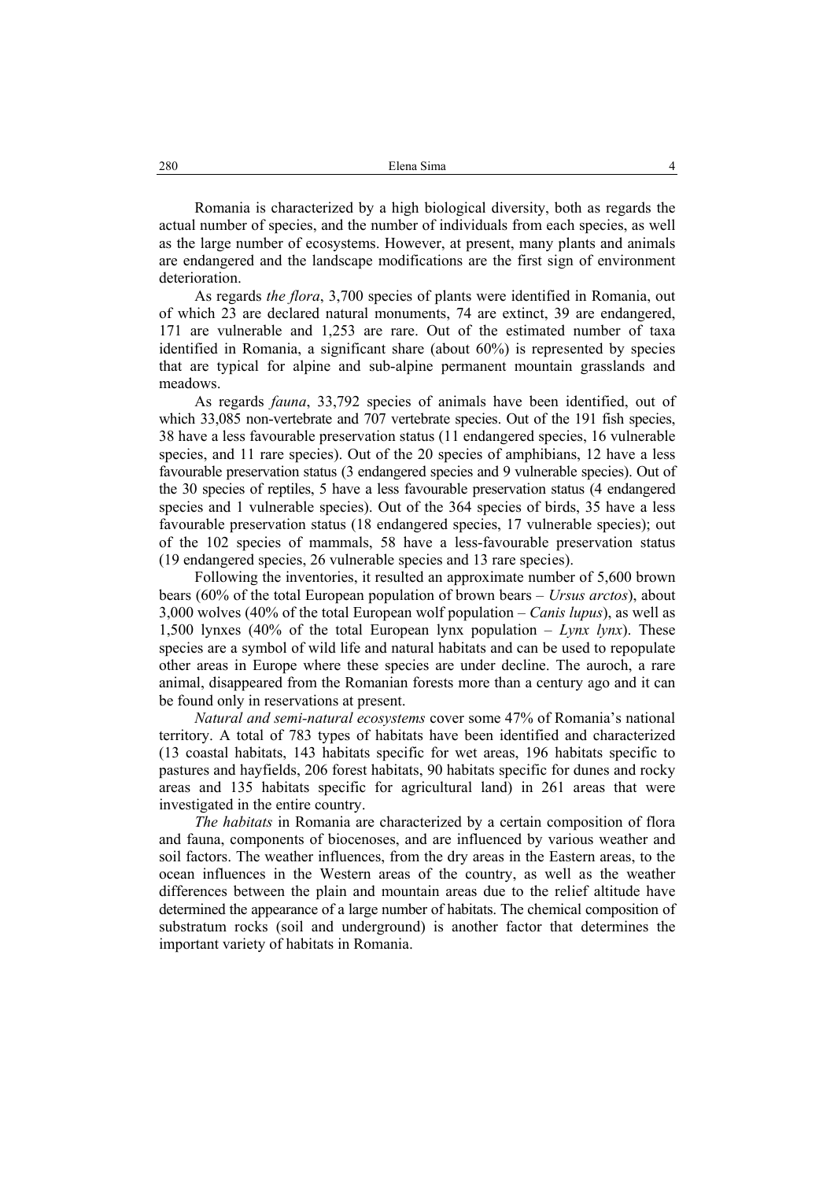Romania is characterized by a high biological diversity, both as regards the actual number of species, and the number of individuals from each species, as well as the large number of ecosystems. However, at present, many plants and animals are endangered and the landscape modifications are the first sign of environment deterioration.

As regards *the flora*, 3,700 species of plants were identified in Romania, out of which 23 are declared natural monuments, 74 are extinct, 39 are endangered, 171 are vulnerable and 1,253 are rare. Out of the estimated number of taxa identified in Romania, a significant share (about 60%) is represented by species that are typical for alpine and sub-alpine permanent mountain grasslands and meadows.

As regards *fauna*, 33,792 species of animals have been identified, out of which 33,085 non-vertebrate and 707 vertebrate species. Out of the 191 fish species, 38 have a less favourable preservation status (11 endangered species, 16 vulnerable species, and 11 rare species). Out of the 20 species of amphibians, 12 have a less favourable preservation status (3 endangered species and 9 vulnerable species). Out of the 30 species of reptiles, 5 have a less favourable preservation status (4 endangered species and 1 vulnerable species). Out of the 364 species of birds, 35 have a less favourable preservation status (18 endangered species, 17 vulnerable species); out of the 102 species of mammals, 58 have a less-favourable preservation status (19 endangered species, 26 vulnerable species and 13 rare species).

Following the inventories, it resulted an approximate number of 5,600 brown bears (60% of the total European population of brown bears – *Ursus arctos*), about 3,000 wolves (40% of the total European wolf population – *Canis lupus*), as well as 1,500 lynxes (40% of the total European lynx population – *Lynx lynx*). These species are a symbol of wild life and natural habitats and can be used to repopulate other areas in Europe where these species are under decline. The auroch, a rare animal, disappeared from the Romanian forests more than a century ago and it can be found only in reservations at present.

*Natural and semi-natural ecosystems* cover some 47% of Romania's national territory. A total of 783 types of habitats have been identified and characterized (13 coastal habitats, 143 habitats specific for wet areas, 196 habitats specific to pastures and hayfields, 206 forest habitats, 90 habitats specific for dunes and rocky areas and 135 habitats specific for agricultural land) in 261 areas that were investigated in the entire country.

*The habitats* in Romania are characterized by a certain composition of flora and fauna, components of biocenoses, and are influenced by various weather and soil factors. The weather influences, from the dry areas in the Eastern areas, to the ocean influences in the Western areas of the country, as well as the weather differences between the plain and mountain areas due to the relief altitude have determined the appearance of a large number of habitats. The chemical composition of substratum rocks (soil and underground) is another factor that determines the important variety of habitats in Romania.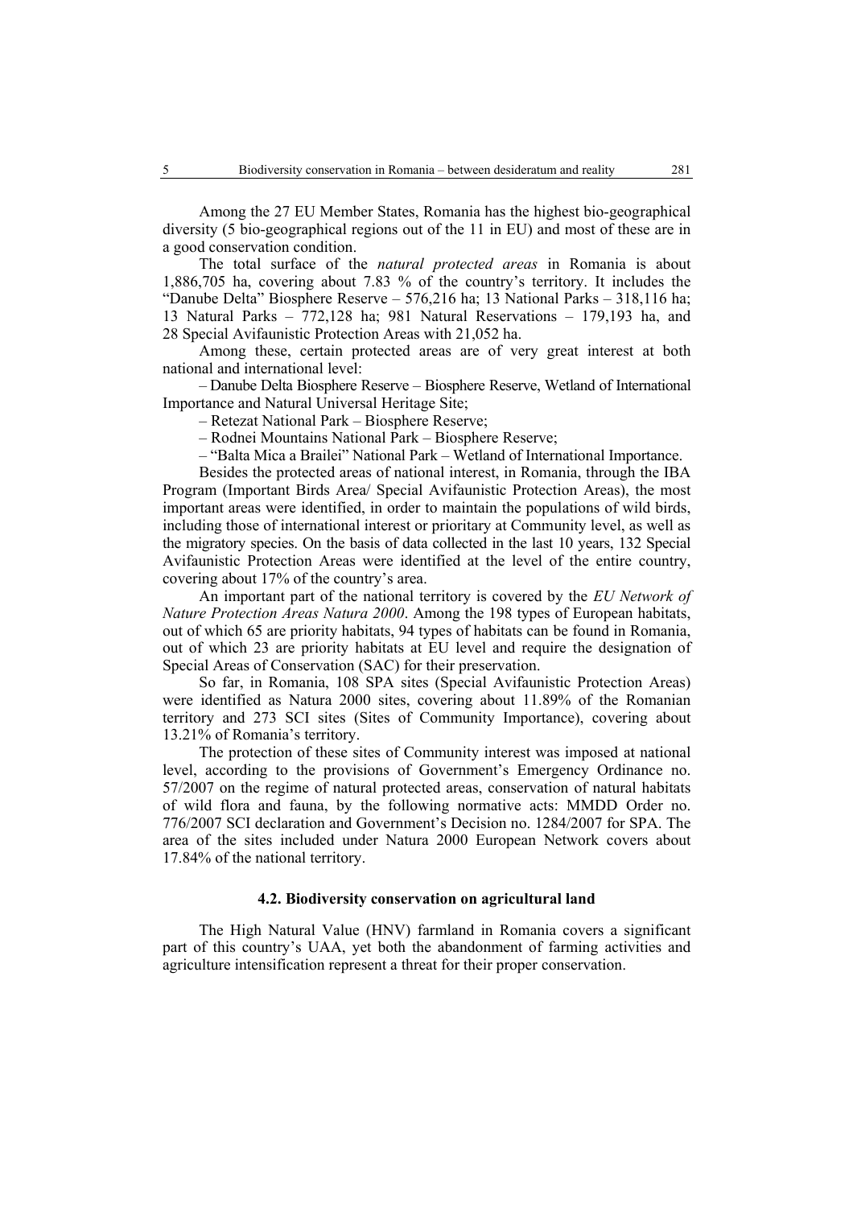Among the 27 EU Member States, Romania has the highest bio-geographical diversity (5 bio-geographical regions out of the 11 in EU) and most of these are in a good conservation condition.

The total surface of the *natural protected areas* in Romania is about 1,886,705 ha, covering about 7.83 % of the country's territory. It includes the "Danube Delta" Biosphere Reserve – 576,216 ha; 13 National Parks – 318,116 ha; 13 Natural Parks – 772,128 ha; 981 Natural Reservations – 179,193 ha, and 28 Special Avifaunistic Protection Areas with 21,052 ha.

Among these, certain protected areas are of very great interest at both national and international level:

– Danube Delta Biosphere Reserve – Biosphere Reserve, Wetland of International Importance and Natural Universal Heritage Site;

– Retezat National Park – Biosphere Reserve;

– Rodnei Mountains National Park – Biosphere Reserve;

– "Balta Mica a Brailei" National Park – Wetland of International Importance.

Besides the protected areas of national interest, in Romania, through the IBA Program (Important Birds Area/ Special Avifaunistic Protection Areas), the most important areas were identified, in order to maintain the populations of wild birds, including those of international interest or prioritary at Community level, as well as the migratory species. On the basis of data collected in the last 10 years, 132 Special Avifaunistic Protection Areas were identified at the level of the entire country, covering about 17% of the country's area.

An important part of the national territory is covered by the *EU Network of Nature Protection Areas Natura 2000*. Among the 198 types of European habitats, out of which 65 are priority habitats, 94 types of habitats can be found in Romania, out of which 23 are priority habitats at EU level and require the designation of Special Areas of Conservation (SAC) for their preservation.

So far, in Romania, 108 SPA sites (Special Avifaunistic Protection Areas) were identified as Natura 2000 sites, covering about 11.89% of the Romanian territory and 273 SCI sites (Sites of Community Importance), covering about 13.21% of Romania's territory.

The protection of these sites of Community interest was imposed at national level, according to the provisions of Government's Emergency Ordinance no. 57/2007 on the regime of natural protected areas, conservation of natural habitats of wild flora and fauna, by the following normative acts: MMDD Order no. 776/2007 SCI declaration and Government's Decision no. 1284/2007 for SPA. The area of the sites included under Natura 2000 European Network covers about 17.84% of the national territory.

### 4.2. Biodiversity conservation on agricultural land

The High Natural Value (HNV) farmland in Romania covers a significant part of this country's UAA, yet both the abandonment of farming activities and agriculture intensification represent a threat for their proper conservation.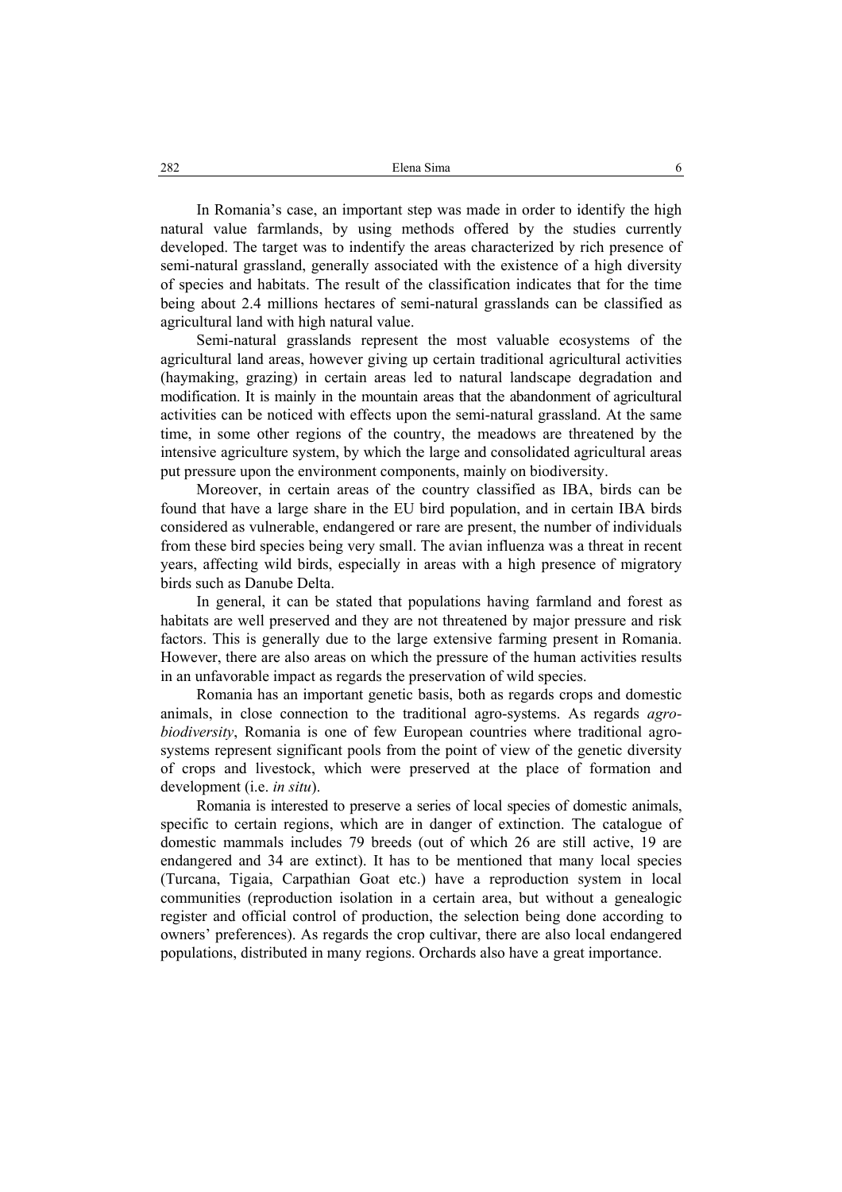In Romania's case, an important step was made in order to identify the high natural value farmlands, by using methods offered by the studies currently developed. The target was to indentify the areas characterized by rich presence of semi-natural grassland, generally associated with the existence of a high diversity of species and habitats. The result of the classification indicates that for the time being about 2.4 millions hectares of semi-natural grasslands can be classified as agricultural land with high natural value.

Semi-natural grasslands represent the most valuable ecosystems of the agricultural land areas, however giving up certain traditional agricultural activities (haymaking, grazing) in certain areas led to natural landscape degradation and modification. It is mainly in the mountain areas that the abandonment of agricultural activities can be noticed with effects upon the semi-natural grassland. At the same time, in some other regions of the country, the meadows are threatened by the intensive agriculture system, by which the large and consolidated agricultural areas put pressure upon the environment components, mainly on biodiversity.

Moreover, in certain areas of the country classified as IBA, birds can be found that have a large share in the EU bird population, and in certain IBA birds considered as vulnerable, endangered or rare are present, the number of individuals from these bird species being very small. The avian influenza was a threat in recent years, affecting wild birds, especially in areas with a high presence of migratory birds such as Danube Delta.

In general, it can be stated that populations having farmland and forest as habitats are well preserved and they are not threatened by major pressure and risk factors. This is generally due to the large extensive farming present in Romania. However, there are also areas on which the pressure of the human activities results in an unfavorable impact as regards the preservation of wild species.

Romania has an important genetic basis, both as regards crops and domestic animals, in close connection to the traditional agro-systems. As regards *agro-biodiversity*, Romania is one of few European countries where traditional agro-systems represent significant pools from the point of view of the genetic diversity of crops and livestock, which were preserved at the place of formation and development (i.e. *in situ*).

Romania is interested to preserve a series of local species of domestic animals, specific to certain regions, which are in danger of extinction. The catalogue of domestic mammals includes 79 breeds (out of which 26 are still active, 19 are endangered and 34 are extinct). It has to be mentioned that many local species (Turcana, Tigaia, Carpathian Goat etc.) have a reproduction system in local communities (reproduction isolation in a certain area, but without a genealogic register and official control of production, the selection being done according to owners' preferences). As regards the crop cultivar, there are also local endangered populations, distributed in many regions. Orchards also have a great importance.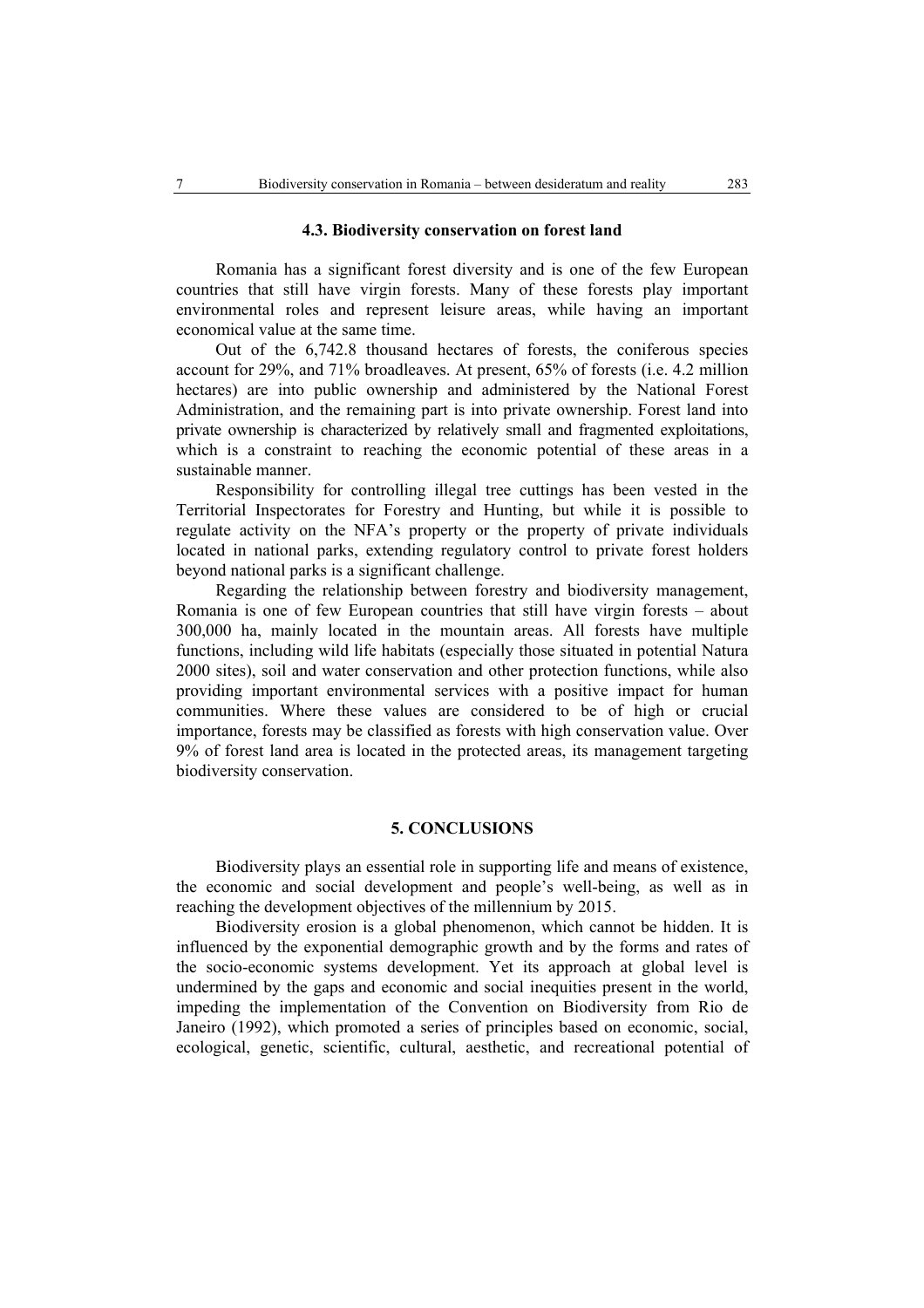### 4.3. Biodiversity conservation on forest land

Romania has a significant forest diversity and is one of the few European countries that still have virgin forests. Many of these forests play important environmental roles and represent leisure areas, while having an important economical value at the same time.

Out of the 6,742.8 thousand hectares of forests, the coniferous species account for 29%, and 71% broadleaves. At present, 65% of forests (i.e. 4.2 million hectares) are into public ownership and administered by the National Forest Administration, and the remaining part is into private ownership. Forest land into private ownership is characterized by relatively small and fragmented exploitations, which is a constraint to reaching the economic potential of these areas in a sustainable manner.

Responsibility for controlling illegal tree cuttings has been vested in the Territorial Inspectorates for Forestry and Hunting, but while it is possible to regulate activity on the NFA's property or the property of private individuals located in national parks, extending regulatory control to private forest holders beyond national parks is a significant challenge.

Regarding the relationship between forestry and biodiversity management, Romania is one of few European countries that still have virgin forests – about 300,000 ha, mainly located in the mountain areas. All forests have multiple functions, including wild life habitats (especially those situated in potential Natura 2000 sites), soil and water conservation and other protection functions, while also providing important environmental services with a positive impact for human communities. Where these values are considered to be of high or crucial importance, forests may be classified as forests with high conservation value. Over 9% of forest land area is located in the protected areas, its management targeting biodiversity conservation.

## 5. CONCLUSIONS

Biodiversity plays an essential role in supporting life and means of existence, the economic and social development and people's well-being, as well as in reaching the development objectives of the millennium by 2015.

Biodiversity erosion is a global phenomenon, which cannot be hidden. It is influenced by the exponential demographic growth and by the forms and rates of the socio-economic systems development. Yet its approach at global level is undermined by the gaps and economic and social inequities present in the world, impeding the implementation of the Convention on Biodiversity from Rio de Janeiro (1992), which promoted a series of principles based on economic, social, ecological, genetic, scientific, cultural, aesthetic, and recreational potential of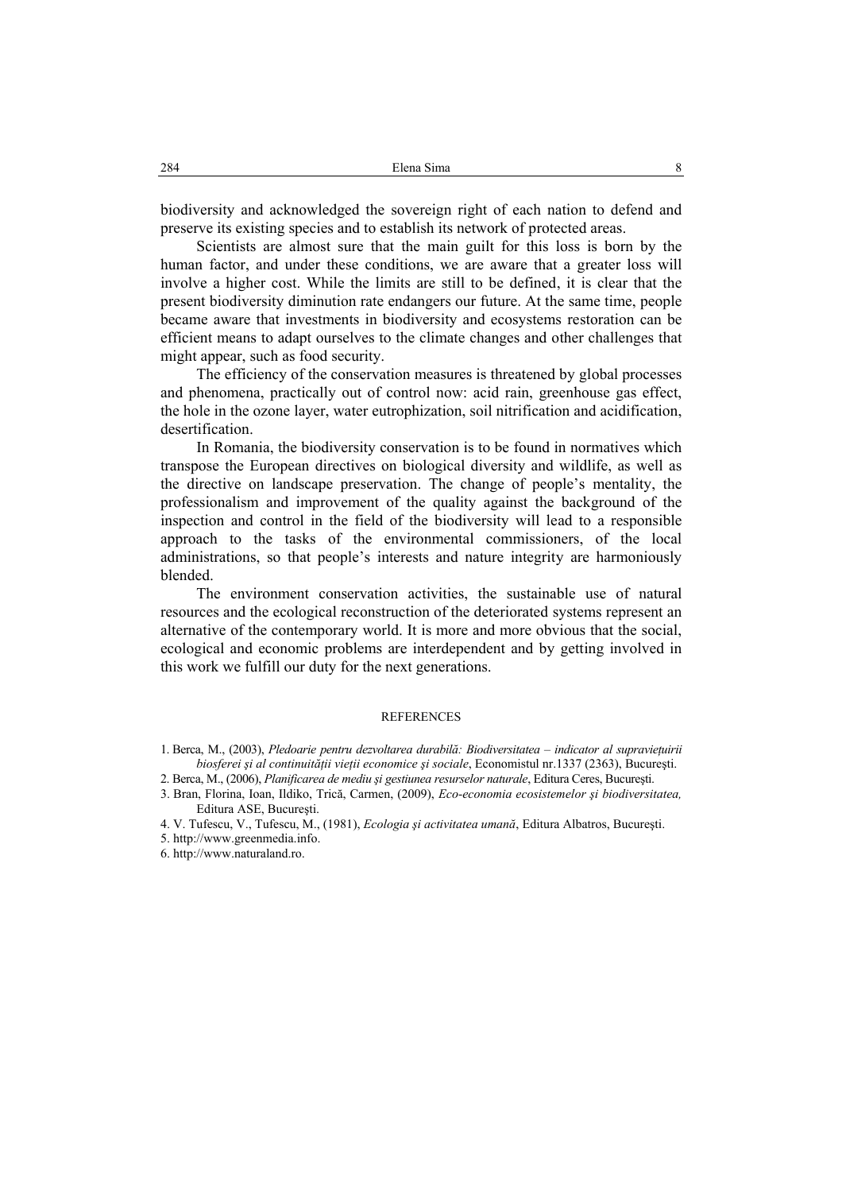biodiversity and acknowledged the sovereign right of each nation to defend and preserve its existing species and to establish its network of protected areas.

Scientists are almost sure that the main guilt for this loss is born by the human factor, and under these conditions, we are aware that a greater loss will involve a higher cost. While the limits are still to be defined, it is clear that the present biodiversity diminution rate endangers our future. At the same time, people became aware that investments in biodiversity and ecosystems restoration can be efficient means to adapt ourselves to the climate changes and other challenges that might appear, such as food security.

The efficiency of the conservation measures is threatened by global processes and phenomena, practically out of control now: acid rain, greenhouse gas effect, the hole in the ozone layer, water eutrophization, soil nitrification and acidification, desertification.

In Romania, the biodiversity conservation is to be found in normatives which transpose the European directives on biological diversity and wildlife, as well as the directive on landscape preservation. The change of people's mentality, the professionalism and improvement of the quality against the background of the inspection and control in the field of the biodiversity will lead to a responsible approach to the tasks of the environmental commissioners, of the local administrations, so that people's interests and nature integrity are harmoniously blended.

The environment conservation activities, the sustainable use of natural resources and the ecological reconstruction of the deteriorated systems represent an alternative of the contemporary world. It is more and more obvious that the social, ecological and economic problems are interdependent and by getting involved in this work we fulfill our duty for the next generations.

## REFERENCES

1. Berca, M., (2003), *Pledoarie pentru dezvoltarea durabilă: Biodiversitatea – indicator al supravieţuirii biosferei şi al continuităţii vieţii economice şi sociale*, Economistul nr.1337 (2363), Bucureşti.
2. Berca, M., (2006), *Planificarea de mediu şi gestiunea resurselor naturale*, Editura Ceres, Bucureşti.
3. Bran, Florina, Ioan, Ildiko, Trică, Carmen, (2009), *Eco-economia ecosistemelor şi biodiversitatea,* Editura ASE, Bucureşti.
4. V. Tufescu, V., Tufescu, M., (1981), *Ecologia şi activitatea umană*, Editura Albatros, Bucureşti.
5. http://www.greenmedia.info.
6. http://www.naturaland.ro.